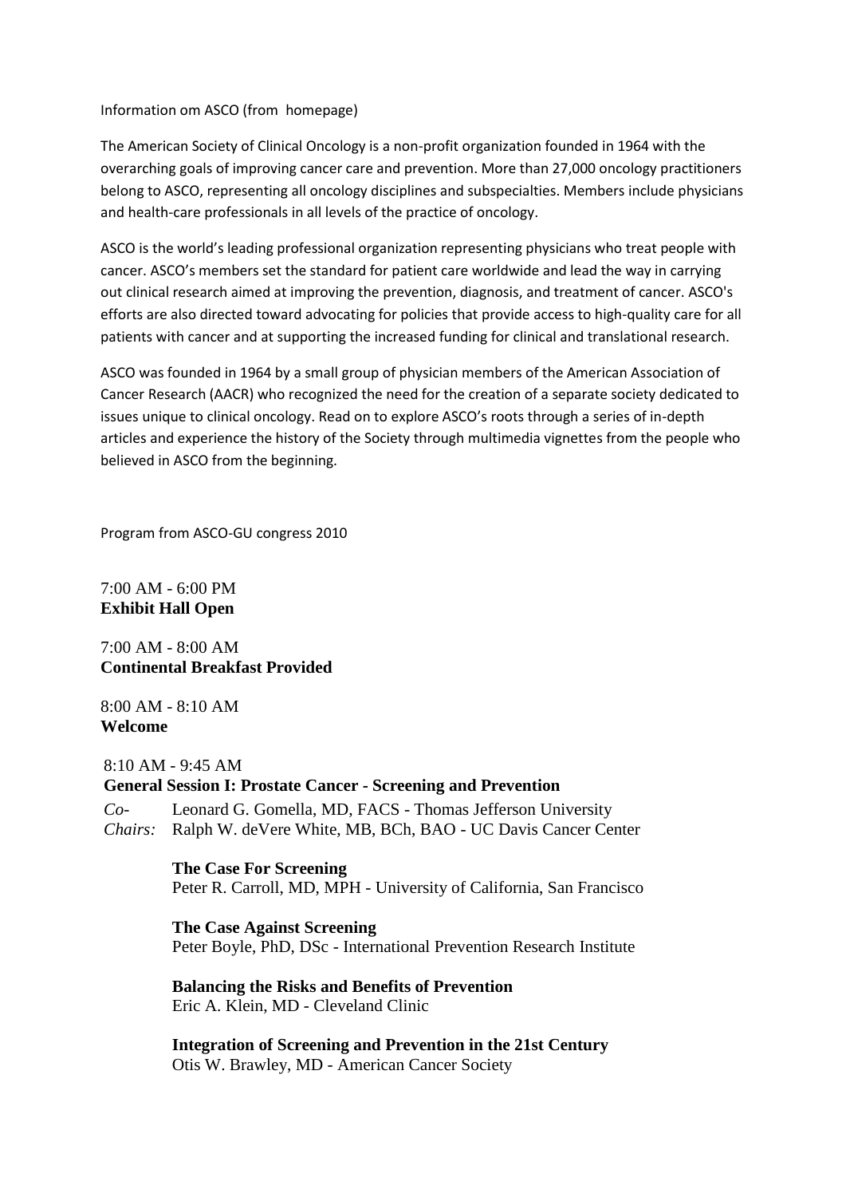Information om ASCO (from homepage)

The American Society of Clinical Oncology is a non-profit organization founded in 1964 with the overarching goals of improving cancer care and prevention. More than 27,000 oncology practitioners belong to ASCO, representing all oncology disciplines and subspecialties. Members include physicians and health-care professionals in all levels of the practice of oncology.

ASCO is the world's leading professional organization representing physicians who treat people with cancer. ASCO's members set the standard for patient care worldwide and lead the way in carrying out clinical research aimed at improving the prevention, diagnosis, and treatment of cancer. ASCO's efforts are also directed toward advocating for policies that provide access to high-quality care for all patients with cancer and at supporting the increased funding for clinical and translational research.

ASCO was founded in 1964 by a small group of physician members of the American Association of Cancer Research (AACR) who recognized the need for the creation of a separate society dedicated to issues unique to clinical oncology. Read on to explore ASCO's roots through a series of in-depth articles and experience the history of the Society through multimedia vignettes from the people who believed in ASCO from the beginning.

Program from ASCO-GU congress 2010

7:00 AM - 6:00 PM
**Exhibit Hall Open**

7:00 AM - 8:00 AM
**Continental Breakfast Provided**

8:00 AM - 8:10 AM
**Welcome**

8:10 AM - 9:45 AM
**General Session I: Prostate Cancer - Screening and Prevention**

*Co-Chairs:* Leonard G. Gomella, MD, FACS - Thomas Jefferson University
Ralph W. deVere White, MB, BCh, BAO - UC Davis Cancer Center

**The Case For Screening**
Peter R. Carroll, MD, MPH - University of California, San Francisco

**The Case Against Screening**
Peter Boyle, PhD, DSc - International Prevention Research Institute

**Balancing the Risks and Benefits of Prevention**
Eric A. Klein, MD - Cleveland Clinic

**Integration of Screening and Prevention in the 21st Century**
Otis W. Brawley, MD - American Cancer Society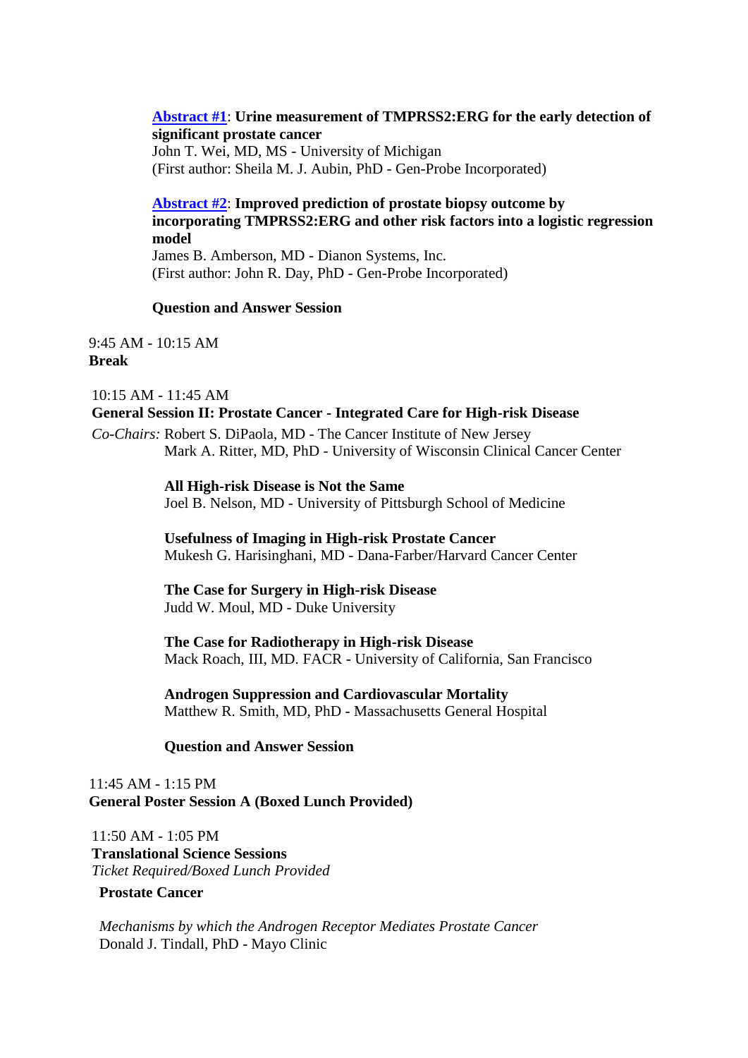[Abstract #1](#): **Urine measurement of TMPRSS2:ERG for the early detection of significant prostate cancer**
John T. Wei, MD, MS - University of Michigan
(First author: Sheila M. J. Aubin, PhD - Gen-Probe Incorporated)

[Abstract #2](#): **Improved prediction of prostate biopsy outcome by incorporating TMPRSS2:ERG and other risk factors into a logistic regression model**
James B. Amberson, MD - Dianon Systems, Inc.
(First author: John R. Day, PhD - Gen-Probe Incorporated)

**Question and Answer Session**

9:45 AM - 10:15 AM
**Break**

10:15 AM - 11:45 AM
**General Session II: Prostate Cancer - Integrated Care for High-risk Disease**

*Co-Chairs:* Robert S. DiPaola, MD - The Cancer Institute of New Jersey
Mark A. Ritter, MD, PhD - University of Wisconsin Clinical Cancer Center

**All High-risk Disease is Not the Same**
Joel B. Nelson, MD - University of Pittsburgh School of Medicine

**Usefulness of Imaging in High-risk Prostate Cancer**
Mukesh G. Harisinghani, MD - Dana-Farber/Harvard Cancer Center

**The Case for Surgery in High-risk Disease**
Judd W. Moul, MD - Duke University

**The Case for Radiotherapy in High-risk Disease**
Mack Roach, III, MD. FACR - University of California, San Francisco

**Androgen Suppression and Cardiovascular Mortality**
Matthew R. Smith, MD, PhD - Massachusetts General Hospital

**Question and Answer Session**

11:45 AM - 1:15 PM
**General Poster Session A (Boxed Lunch Provided)**

11:50 AM - 1:05 PM
**Translational Science Sessions**
*Ticket Required/Boxed Lunch Provided*

**Prostate Cancer**

*Mechanisms by which the Androgen Receptor Mediates Prostate Cancer*
Donald J. Tindall, PhD - Mayo Clinic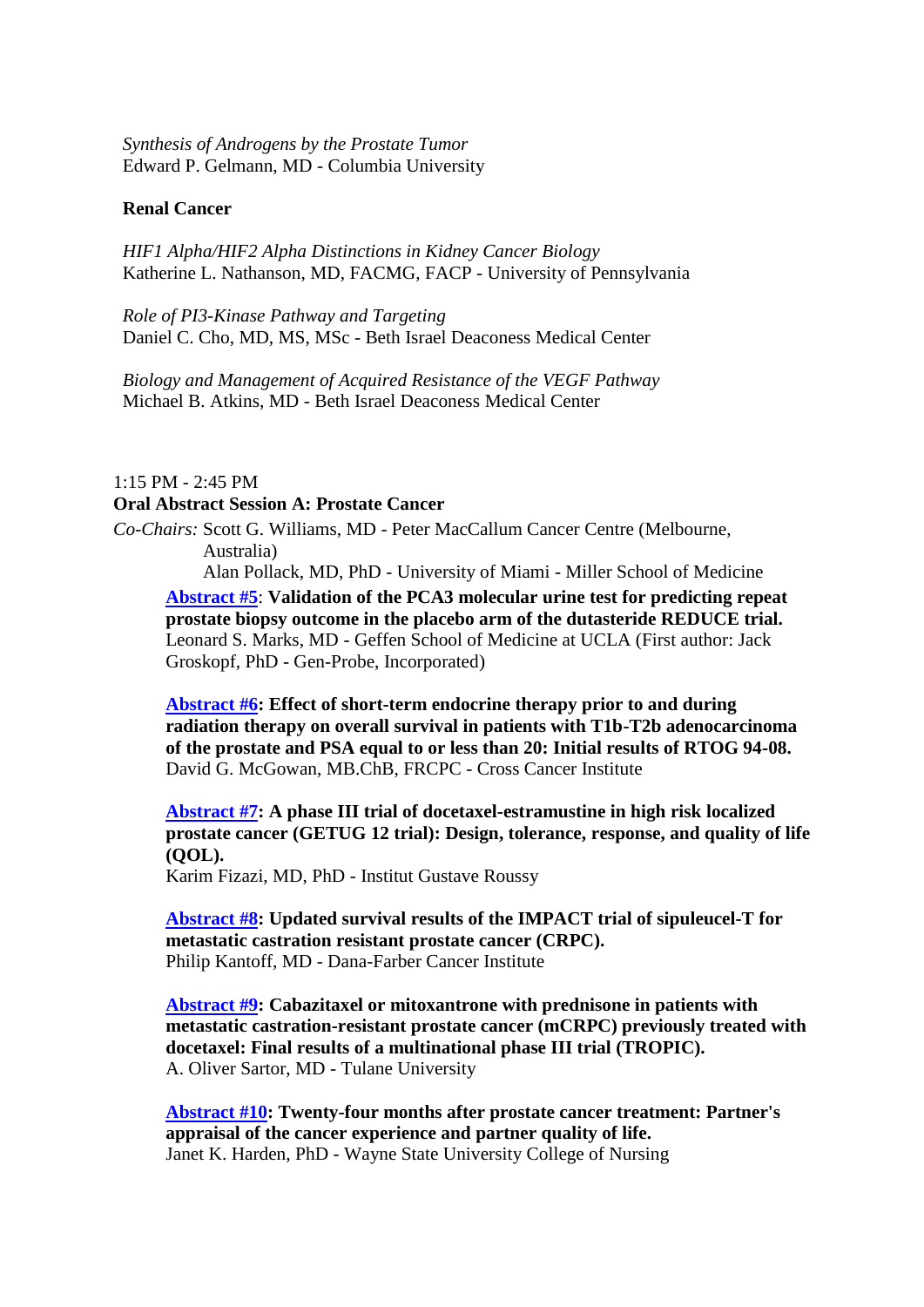*Synthesis of Androgens by the Prostate Tumor*
Edward P. Gelmann, MD - Columbia University

**Renal Cancer**

*HIF1 Alpha/HIF2 Alpha Distinctions in Kidney Cancer Biology*
Katherine L. Nathanson, MD, FACMG, FACP - University of Pennsylvania

*Role of PI3-Kinase Pathway and Targeting*
Daniel C. Cho, MD, MS, MSc - Beth Israel Deaconess Medical Center

*Biology and Management of Acquired Resistance of the VEGF Pathway*
Michael B. Atkins, MD - Beth Israel Deaconess Medical Center

1:15 PM - 2:45 PM
**Oral Abstract Session A: Prostate Cancer**
*Co-Chairs:* Scott G. Williams, MD - Peter MacCallum Cancer Centre (Melbourne, Australia)
Alan Pollack, MD, PhD - University of Miami - Miller School of Medicine

**Abstract #5**: **Validation of the PCA3 molecular urine test for predicting repeat prostate biopsy outcome in the placebo arm of the dutasteride REDUCE trial.**
Leonard S. Marks, MD - Geffen School of Medicine at UCLA (First author: Jack Groskopf, PhD - Gen-Probe, Incorporated)

**Abstract #6: Effect of short-term endocrine therapy prior to and during radiation therapy on overall survival in patients with T1b-T2b adenocarcinoma of the prostate and PSA equal to or less than 20: Initial results of RTOG 94-08.**
David G. McGowan, MB.ChB, FRCPC - Cross Cancer Institute

**Abstract #7: A phase III trial of docetaxel-estramustine in high risk localized prostate cancer (GETUG 12 trial): Design, tolerance, response, and quality of life (QOL).**
Karim Fizazi, MD, PhD - Institut Gustave Roussy

**Abstract #8: Updated survival results of the IMPACT trial of sipuleucel-T for metastatic castration resistant prostate cancer (CRPC).**
Philip Kantoff, MD - Dana-Farber Cancer Institute

**Abstract #9: Cabazitaxel or mitoxantrone with prednisone in patients with metastatic castration-resistant prostate cancer (mCRPC) previously treated with docetaxel: Final results of a multinational phase III trial (TROPIC).**
A. Oliver Sartor, MD - Tulane University

**Abstract #10: Twenty-four months after prostate cancer treatment: Partner's appraisal of the cancer experience and partner quality of life.**
Janet K. Harden, PhD - Wayne State University College of Nursing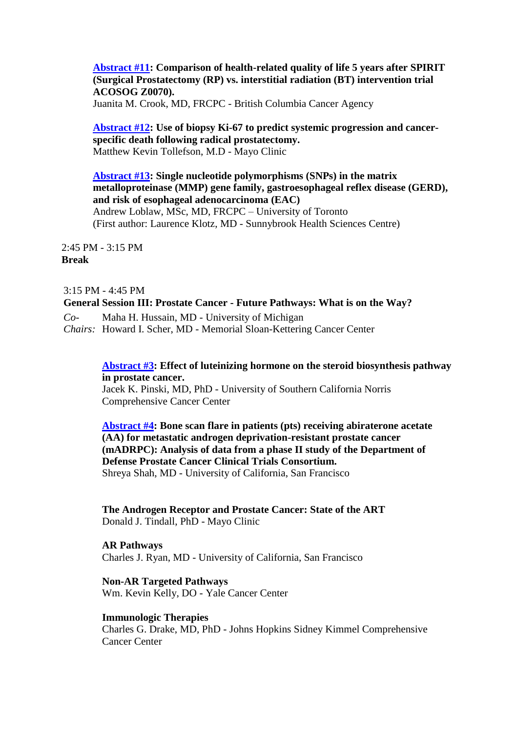**Abstract #11: Comparison of health-related quality of life 5 years after SPIRIT (Surgical Prostatectomy (RP) vs. interstitial radiation (BT) intervention trial ACOSOG Z0070).**
Juanita M. Crook, MD, FRCPC - British Columbia Cancer Agency

**Abstract #12: Use of biopsy Ki-67 to predict systemic progression and cancer-specific death following radical prostatectomy.**
Matthew Kevin Tollefson, M.D - Mayo Clinic

**Abstract #13: Single nucleotide polymorphisms (SNPs) in the matrix metalloproteinase (MMP) gene family, gastroesophageal reflex disease (GERD), and risk of esophageal adenocarcinoma (EAC)**
Andrew Loblaw, MSc, MD, FRCPC – University of Toronto
(First author: Laurence Klotz, MD - Sunnybrook Health Sciences Centre)

2:45 PM - 3:15 PM
**Break**

3:15 PM - 4:45 PM
**General Session III: Prostate Cancer - Future Pathways: What is on the Way?**

*Co-Chairs:* Maha H. Hussain, MD - University of Michigan
Howard I. Scher, MD - Memorial Sloan-Kettering Cancer Center

**Abstract #3: Effect of luteinizing hormone on the steroid biosynthesis pathway in prostate cancer.**
Jacek K. Pinski, MD, PhD - University of Southern California Norris Comprehensive Cancer Center

**Abstract #4: Bone scan flare in patients (pts) receiving abiraterone acetate (AA) for metastatic androgen deprivation-resistant prostate cancer (mADRPC): Analysis of data from a phase II study of the Department of Defense Prostate Cancer Clinical Trials Consortium.**
Shreya Shah, MD - University of California, San Francisco

**The Androgen Receptor and Prostate Cancer: State of the ART**
Donald J. Tindall, PhD - Mayo Clinic

**AR Pathways**
Charles J. Ryan, MD - University of California, San Francisco

**Non-AR Targeted Pathways**
Wm. Kevin Kelly, DO - Yale Cancer Center

**Immunologic Therapies**
Charles G. Drake, MD, PhD - Johns Hopkins Sidney Kimmel Comprehensive Cancer Center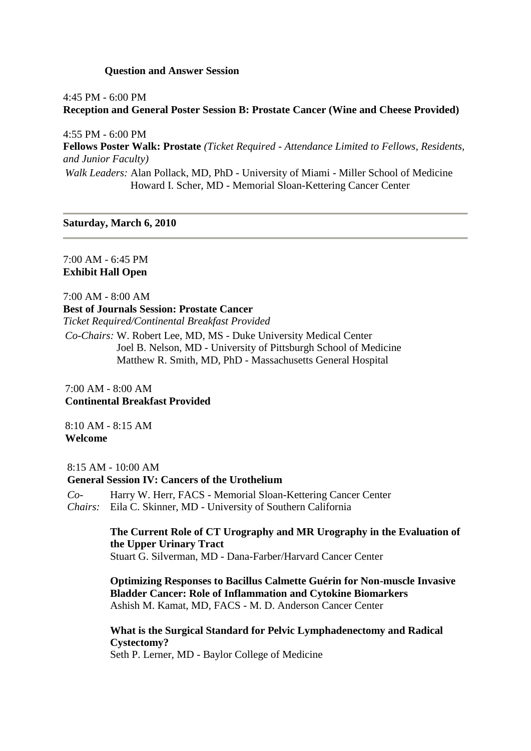**Question and Answer Session**

4:45 PM - 6:00 PM
**Reception and General Poster Session B: Prostate Cancer (Wine and Cheese Provided)**

4:55 PM - 6:00 PM
**Fellows Poster Walk: Prostate** *(Ticket Required - Attendance Limited to Fellows, Residents, and Junior Faculty)*

*Walk Leaders:* Alan Pollack, MD, PhD - University of Miami - Miller School of Medicine
Howard I. Scher, MD - Memorial Sloan-Kettering Cancer Center

---

**Saturday, March 6, 2010**

---

7:00 AM - 6:45 PM
**Exhibit Hall Open**

7:00 AM - 8:00 AM
**Best of Journals Session: Prostate Cancer**
*Ticket Required/Continental Breakfast Provided*

*Co-Chairs:* W. Robert Lee, MD, MS - Duke University Medical Center
Joel B. Nelson, MD - University of Pittsburgh School of Medicine
Matthew R. Smith, MD, PhD - Massachusetts General Hospital

7:00 AM - 8:00 AM
**Continental Breakfast Provided**

8:10 AM - 8:15 AM
**Welcome**

8:15 AM - 10:00 AM
**General Session IV: Cancers of the Urothelium**

*Co-Chairs:* Harry W. Herr, FACS - Memorial Sloan-Kettering Cancer Center
Eila C. Skinner, MD - University of Southern California

**The Current Role of CT Urography and MR Urography in the Evaluation of the Upper Urinary Tract**
Stuart G. Silverman, MD - Dana-Farber/Harvard Cancer Center

**Optimizing Responses to Bacillus Calmette Guérin for Non-muscle Invasive Bladder Cancer: Role of Inflammation and Cytokine Biomarkers**
Ashish M. Kamat, MD, FACS - M. D. Anderson Cancer Center

**What is the Surgical Standard for Pelvic Lymphadenectomy and Radical Cystectomy?**
Seth P. Lerner, MD - Baylor College of Medicine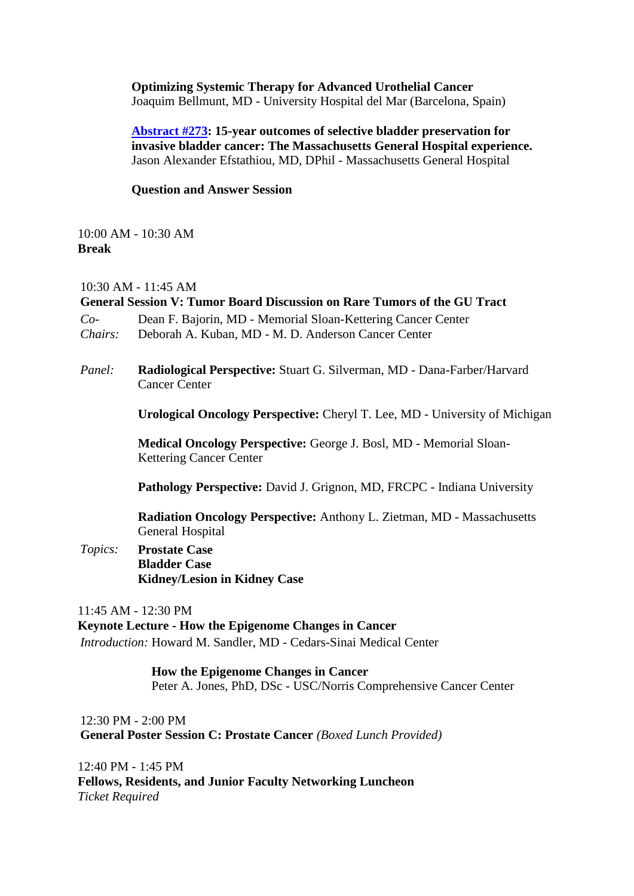**Optimizing Systemic Therapy for Advanced Urothelial Cancer**
Joaquim Bellmunt, MD - University Hospital del Mar (Barcelona, Spain)

**Abstract #273: 15-year outcomes of selective bladder preservation for invasive bladder cancer: The Massachusetts General Hospital experience.**
Jason Alexander Efstathiou, MD, DPhil - Massachusetts General Hospital

**Question and Answer Session**

10:00 AM - 10:30 AM
**Break**

10:30 AM - 11:45 AM
**General Session V: Tumor Board Discussion on Rare Tumors of the GU Tract**

*Co-Chairs:* Dean F. Bajorin, MD - Memorial Sloan-Kettering Cancer Center
Deborah A. Kuban, MD - M. D. Anderson Cancer Center

*Panel:*

**Radiological Perspective:** Stuart G. Silverman, MD - Dana-Farber/Harvard Cancer Center

**Urological Oncology Perspective:** Cheryl T. Lee, MD - University of Michigan

**Medical Oncology Perspective:** George J. Bosl, MD - Memorial Sloan-Kettering Cancer Center

**Pathology Perspective:** David J. Grignon, MD, FRCPC - Indiana University

**Radiation Oncology Perspective:** Anthony L. Zietman, MD - Massachusetts General Hospital

*Topics:*
**Prostate Case**
**Bladder Case**
**Kidney/Lesion in Kidney Case**

11:45 AM - 12:30 PM
**Keynote Lecture - How the Epigenome Changes in Cancer**
*Introduction:* Howard M. Sandler, MD - Cedars-Sinai Medical Center

**How the Epigenome Changes in Cancer**
Peter A. Jones, PhD, DSc - USC/Norris Comprehensive Cancer Center

12:30 PM - 2:00 PM
**General Poster Session C: Prostate Cancer** *(Boxed Lunch Provided)*

12:40 PM - 1:45 PM
**Fellows, Residents, and Junior Faculty Networking Luncheon**
*Ticket Required*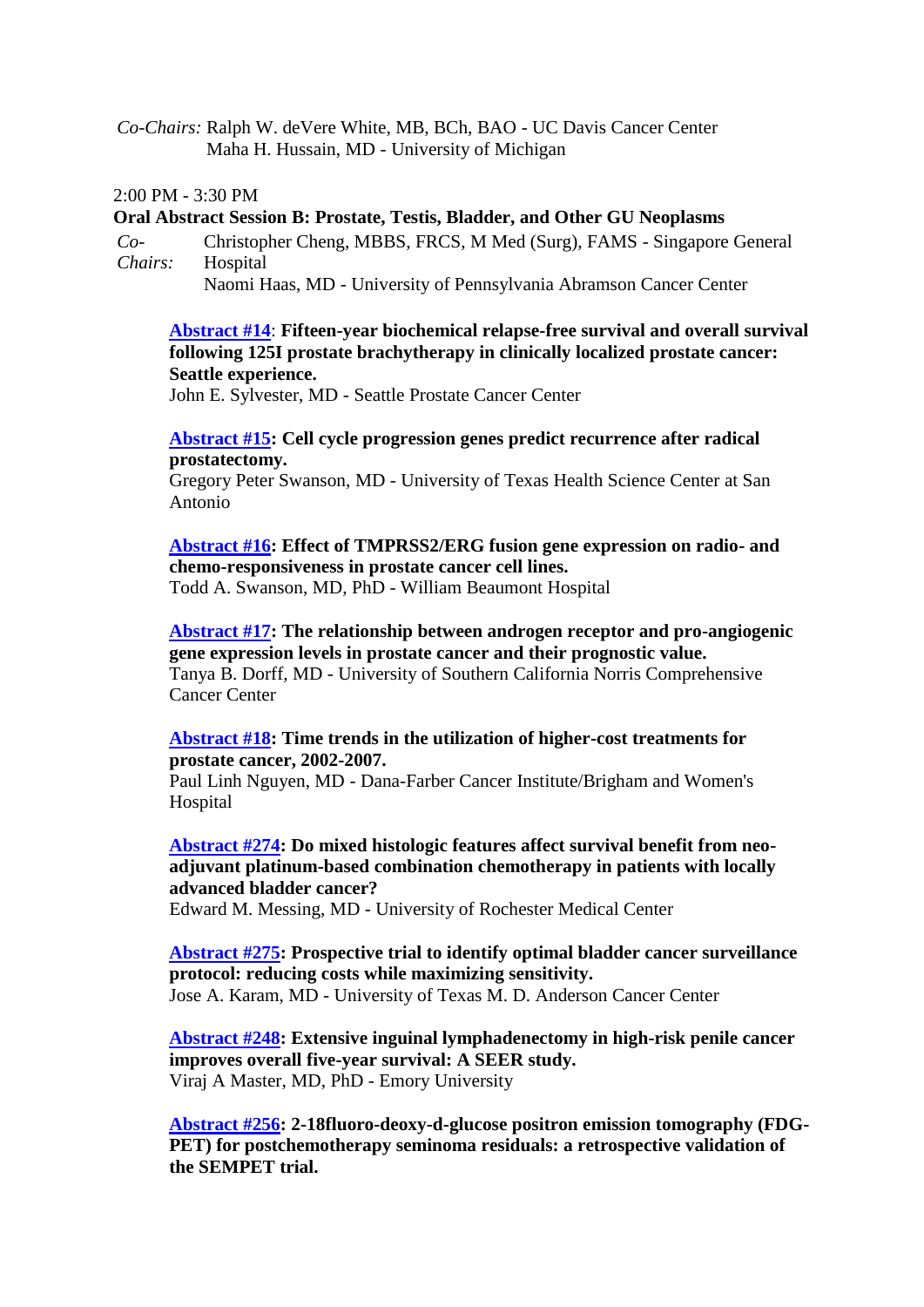*Co-Chairs:* Ralph W. deVere White, MB, BCh, BAO - UC Davis Cancer Center
Maha H. Hussain, MD - University of Michigan

2:00 PM - 3:30 PM

**Oral Abstract Session B: Prostate, Testis, Bladder, and Other GU Neoplasms**

*Co-Chairs:* Christopher Cheng, MBBS, FRCS, M Med (Surg), FAMS - Singapore General Hospital
Naomi Haas, MD - University of Pennsylvania Abramson Cancer Center

**Abstract #14**: **Fifteen-year biochemical relapse-free survival and overall survival following 125I prostate brachytherapy in clinically localized prostate cancer: Seattle experience.**
John E. Sylvester, MD - Seattle Prostate Cancer Center

**Abstract #15: Cell cycle progression genes predict recurrence after radical prostatectomy.**
Gregory Peter Swanson, MD - University of Texas Health Science Center at San Antonio

**Abstract #16: Effect of TMPRSS2/ERG fusion gene expression on radio- and chemo-responsiveness in prostate cancer cell lines.**
Todd A. Swanson, MD, PhD - William Beaumont Hospital

**Abstract #17: The relationship between androgen receptor and pro-angiogenic gene expression levels in prostate cancer and their prognostic value.**
Tanya B. Dorff, MD - University of Southern California Norris Comprehensive Cancer Center

**Abstract #18: Time trends in the utilization of higher-cost treatments for prostate cancer, 2002-2007.**
Paul Linh Nguyen, MD - Dana-Farber Cancer Institute/Brigham and Women's Hospital

**Abstract #274: Do mixed histologic features affect survival benefit from neo-adjuvant platinum-based combination chemotherapy in patients with locally advanced bladder cancer?**
Edward M. Messing, MD - University of Rochester Medical Center

**Abstract #275: Prospective trial to identify optimal bladder cancer surveillance protocol: reducing costs while maximizing sensitivity.**
Jose A. Karam, MD - University of Texas M. D. Anderson Cancer Center

**Abstract #248: Extensive inguinal lymphadenectomy in high-risk penile cancer improves overall five-year survival: A SEER study.**
Viraj A Master, MD, PhD - Emory University

**Abstract #256: 2-18fluoro-deoxy-d-glucose positron emission tomography (FDG-PET) for postchemotherapy seminoma residuals: a retrospective validation of the SEMPET trial.**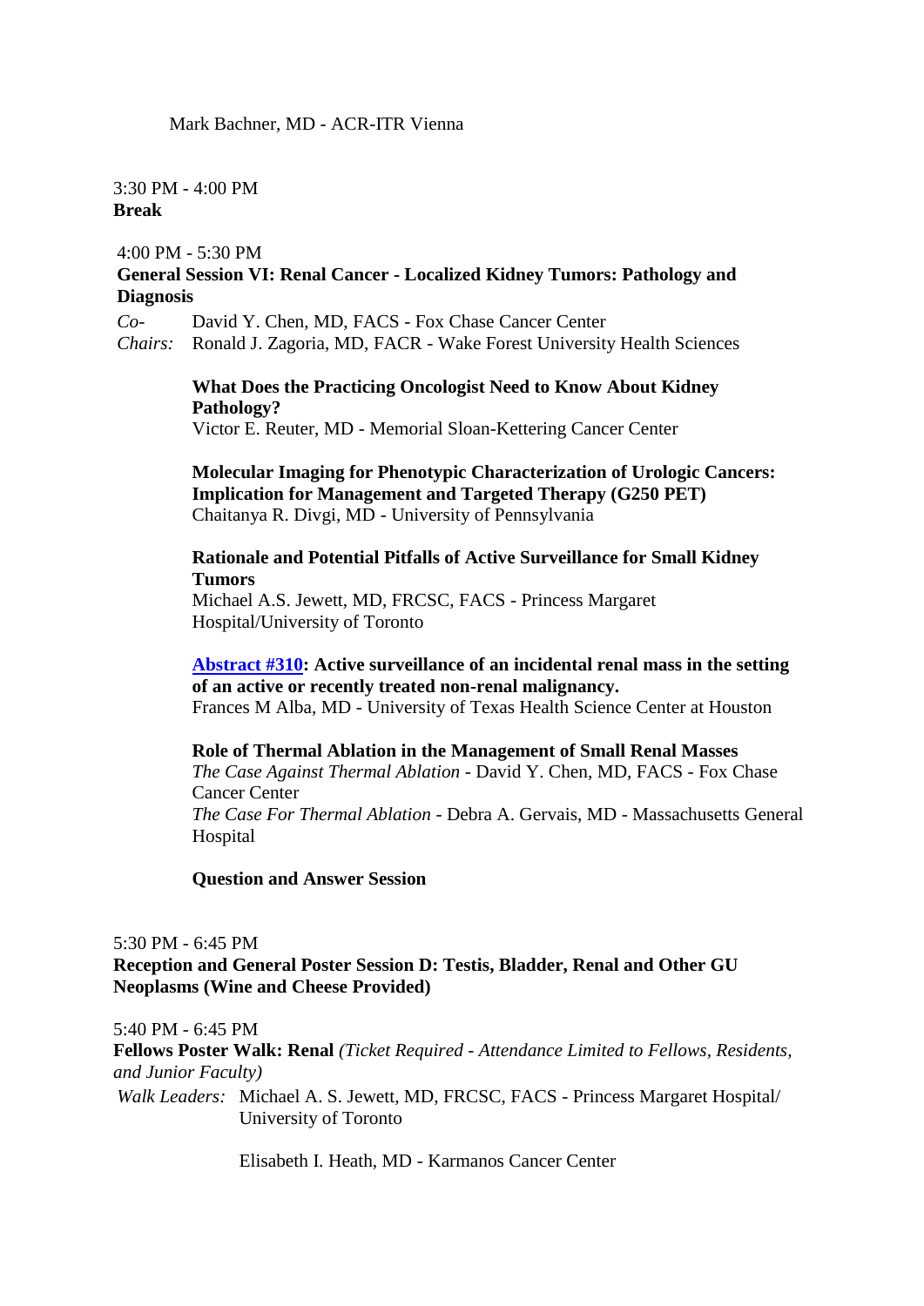Mark Bachner, MD - ACR-ITR Vienna

3:30 PM - 4:00 PM
**Break**

4:00 PM - 5:30 PM
**General Session VI: Renal Cancer - Localized Kidney Tumors: Pathology and Diagnosis**

*Co-Chairs:* David Y. Chen, MD, FACS - Fox Chase Cancer Center
Ronald J. Zagoria, MD, FACR - Wake Forest University Health Sciences

**What Does the Practicing Oncologist Need to Know About Kidney Pathology?**
Victor E. Reuter, MD - Memorial Sloan-Kettering Cancer Center

**Molecular Imaging for Phenotypic Characterization of Urologic Cancers: Implication for Management and Targeted Therapy (G250 PET)**
Chaitanya R. Divgi, MD - University of Pennsylvania

**Rationale and Potential Pitfalls of Active Surveillance for Small Kidney Tumors**
Michael A.S. Jewett, MD, FRCSC, FACS - Princess Margaret Hospital/University of Toronto

**Abstract #310: Active surveillance of an incidental renal mass in the setting of an active or recently treated non-renal malignancy.**
Frances M Alba, MD - University of Texas Health Science Center at Houston

**Role of Thermal Ablation in the Management of Small Renal Masses**
*The Case Against Thermal Ablation* - David Y. Chen, MD, FACS - Fox Chase Cancer Center
*The Case For Thermal Ablation* - Debra A. Gervais, MD - Massachusetts General Hospital

**Question and Answer Session**

5:30 PM - 6:45 PM
**Reception and General Poster Session D: Testis, Bladder, Renal and Other GU Neoplasms (Wine and Cheese Provided)**

5:40 PM - 6:45 PM
**Fellows Poster Walk: Renal** *(Ticket Required - Attendance Limited to Fellows, Residents, and Junior Faculty)*

*Walk Leaders:* Michael A. S. Jewett, MD, FRCSC, FACS - Princess Margaret Hospital/ University of Toronto

Elisabeth I. Heath, MD - Karmanos Cancer Center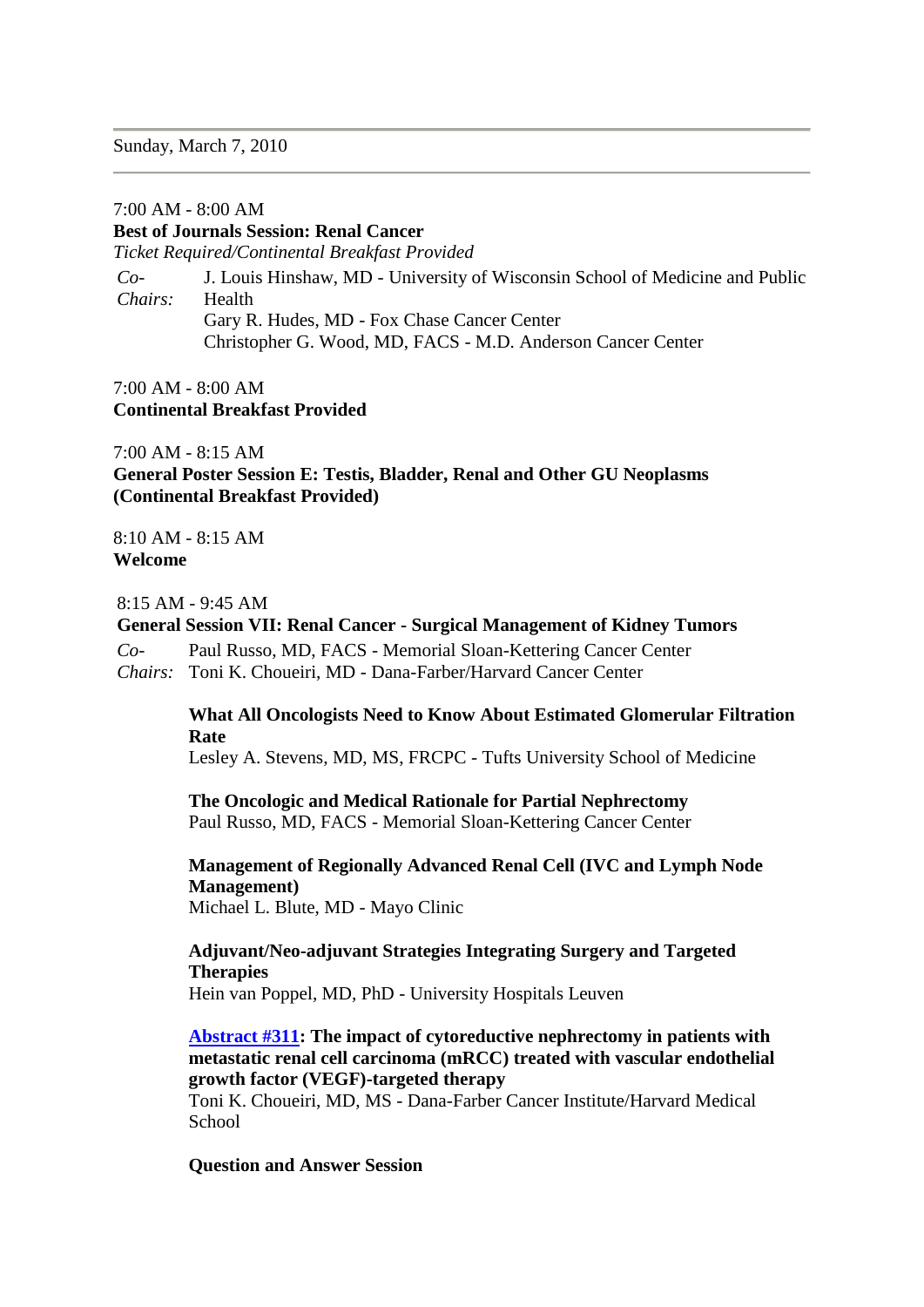Sunday, March 7, 2010

---

7:00 AM - 8:00 AM
**Best of Journals Session: Renal Cancer**
*Ticket Required/Continental Breakfast Provided*

*Co-Chairs:* J. Louis Hinshaw, MD - University of Wisconsin School of Medicine and Public Health
Gary R. Hudes, MD - Fox Chase Cancer Center
Christopher G. Wood, MD, FACS - M.D. Anderson Cancer Center

7:00 AM - 8:00 AM
**Continental Breakfast Provided**

7:00 AM - 8:15 AM
**General Poster Session E: Testis, Bladder, Renal and Other GU Neoplasms (Continental Breakfast Provided)**

8:10 AM - 8:15 AM
**Welcome**

8:15 AM - 9:45 AM
**General Session VII: Renal Cancer - Surgical Management of Kidney Tumors**

*Co-Chairs:* Paul Russo, MD, FACS - Memorial Sloan-Kettering Cancer Center
Toni K. Choueiri, MD - Dana-Farber/Harvard Cancer Center

**What All Oncologists Need to Know About Estimated Glomerular Filtration Rate**
Lesley A. Stevens, MD, MS, FRCPC - Tufts University School of Medicine

**The Oncologic and Medical Rationale for Partial Nephrectomy**
Paul Russo, MD, FACS - Memorial Sloan-Kettering Cancer Center

**Management of Regionally Advanced Renal Cell (IVC and Lymph Node Management)**
Michael L. Blute, MD - Mayo Clinic

**Adjuvant/Neo-adjuvant Strategies Integrating Surgery and Targeted Therapies**
Hein van Poppel, MD, PhD - University Hospitals Leuven

**Abstract #311: The impact of cytoreductive nephrectomy in patients with metastatic renal cell carcinoma (mRCC) treated with vascular endothelial growth factor (VEGF)-targeted therapy**
Toni K. Choueiri, MD, MS - Dana-Farber Cancer Institute/Harvard Medical School

**Question and Answer Session**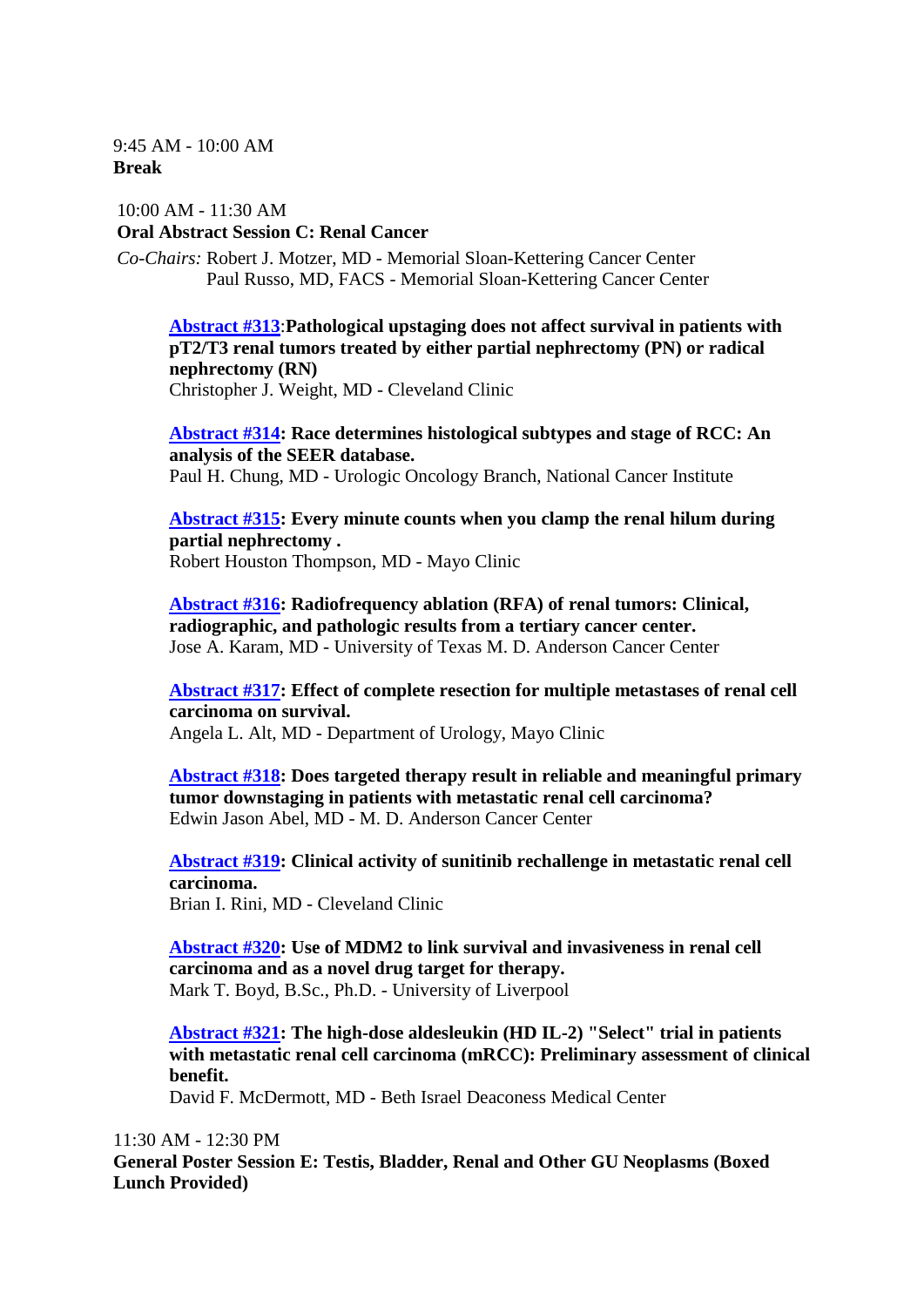9:45 AM - 10:00 AM
**Break**

10:00 AM - 11:30 AM
**Oral Abstract Session C: Renal Cancer**

*Co-Chairs:* Robert J. Motzer, MD - Memorial Sloan-Kettering Cancer Center
Paul Russo, MD, FACS - Memorial Sloan-Kettering Cancer Center

**Abstract #313**:**Pathological upstaging does not affect survival in patients with pT2/T3 renal tumors treated by either partial nephrectomy (PN) or radical nephrectomy (RN)**
Christopher J. Weight, MD - Cleveland Clinic

**Abstract #314: Race determines histological subtypes and stage of RCC: An analysis of the SEER database.**
Paul H. Chung, MD - Urologic Oncology Branch, National Cancer Institute

**Abstract #315: Every minute counts when you clamp the renal hilum during partial nephrectomy .**
Robert Houston Thompson, MD - Mayo Clinic

**Abstract #316: Radiofrequency ablation (RFA) of renal tumors: Clinical, radiographic, and pathologic results from a tertiary cancer center.**
Jose A. Karam, MD - University of Texas M. D. Anderson Cancer Center

**Abstract #317: Effect of complete resection for multiple metastases of renal cell carcinoma on survival.**
Angela L. Alt, MD - Department of Urology, Mayo Clinic

**Abstract #318: Does targeted therapy result in reliable and meaningful primary tumor downstaging in patients with metastatic renal cell carcinoma?**
Edwin Jason Abel, MD - M. D. Anderson Cancer Center

**Abstract #319: Clinical activity of sunitinib rechallenge in metastatic renal cell carcinoma.**
Brian I. Rini, MD - Cleveland Clinic

**Abstract #320: Use of MDM2 to link survival and invasiveness in renal cell carcinoma and as a novel drug target for therapy.**
Mark T. Boyd, B.Sc., Ph.D. - University of Liverpool

**Abstract #321: The high-dose aldesleukin (HD IL-2) "Select" trial in patients with metastatic renal cell carcinoma (mRCC): Preliminary assessment of clinical benefit.**
David F. McDermott, MD - Beth Israel Deaconess Medical Center

11:30 AM - 12:30 PM
**General Poster Session E: Testis, Bladder, Renal and Other GU Neoplasms (Boxed Lunch Provided)**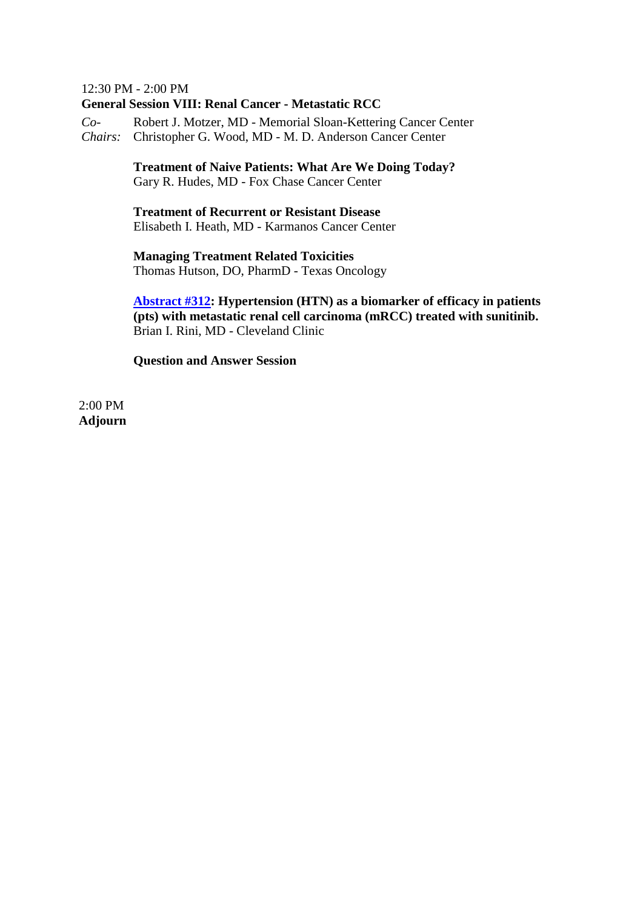12:30 PM - 2:00 PM

**General Session VIII: Renal Cancer - Metastatic RCC**

*Co-Chairs:* Robert J. Motzer, MD - Memorial Sloan-Kettering Cancer Center
Christopher G. Wood, MD - M. D. Anderson Cancer Center

**Treatment of Naive Patients: What Are We Doing Today?**
Gary R. Hudes, MD - Fox Chase Cancer Center

**Treatment of Recurrent or Resistant Disease**
Elisabeth I. Heath, MD - Karmanos Cancer Center

**Managing Treatment Related Toxicities**
Thomas Hutson, DO, PharmD - Texas Oncology

**Abstract #312: Hypertension (HTN) as a biomarker of efficacy in patients (pts) with metastatic renal cell carcinoma (mRCC) treated with sunitinib.**
Brian I. Rini, MD - Cleveland Clinic

**Question and Answer Session**

2:00 PM

**Adjourn**